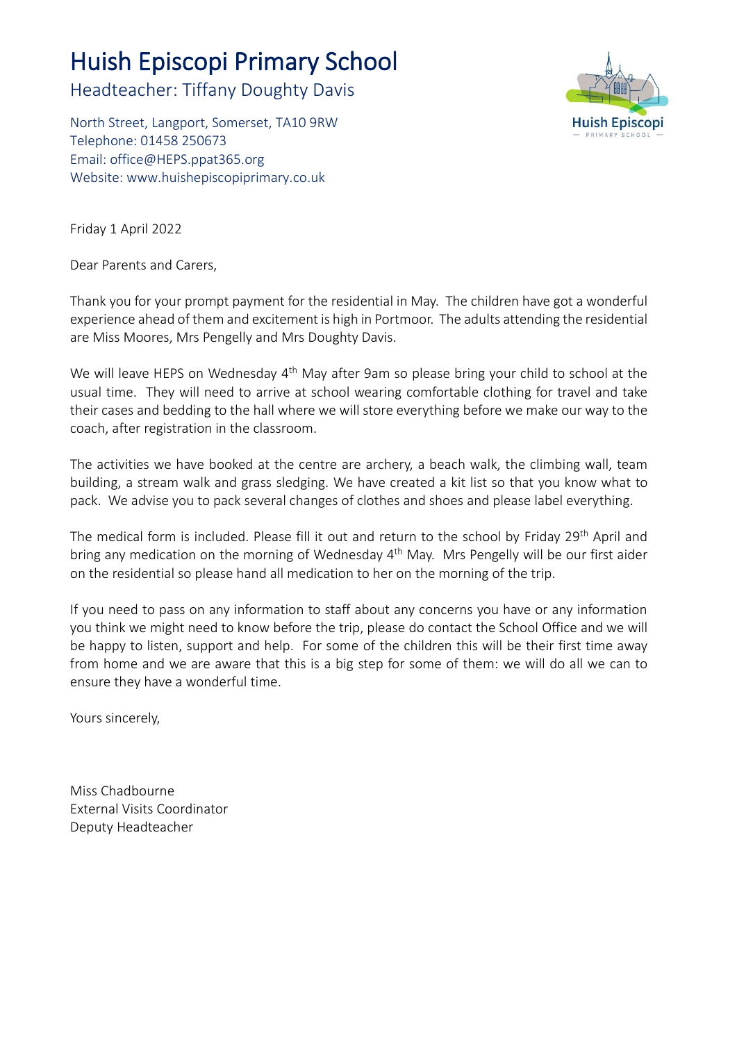# Huish Episcopi Primary School

## Headteacher: Tiffany Doughty Davis

North Street, Langport, Somerset, TA10 9RW
Telephone: 01458 250673
Email: office@HEPS.ppat365.org
Website: www.huishepiscopiprimary.co.uk

Friday 1 April 2022

Dear Parents and Carers,

Thank you for your prompt payment for the residential in May. The children have got a wonderful experience ahead of them and excitement is high in Portmoor. The adults attending the residential are Miss Moores, Mrs Pengelly and Mrs Doughty Davis.

We will leave HEPS on Wednesday 4th May after 9am so please bring your child to school at the usual time. They will need to arrive at school wearing comfortable clothing for travel and take their cases and bedding to the hall where we will store everything before we make our way to the coach, after registration in the classroom.

The activities we have booked at the centre are archery, a beach walk, the climbing wall, team building, a stream walk and grass sledging. We have created a kit list so that you know what to pack. We advise you to pack several changes of clothes and shoes and please label everything.

The medical form is included. Please fill it out and return to the school by Friday 29th April and bring any medication on the morning of Wednesday 4th May. Mrs Pengelly will be our first aider on the residential so please hand all medication to her on the morning of the trip.

If you need to pass on any information to staff about any concerns you have or any information you think we might need to know before the trip, please do contact the School Office and we will be happy to listen, support and help. For some of the children this will be their first time away from home and we are aware that this is a big step for some of them: we will do all we can to ensure they have a wonderful time.

Yours sincerely,

Miss Chadbourne
External Visits Coordinator
Deputy Headteacher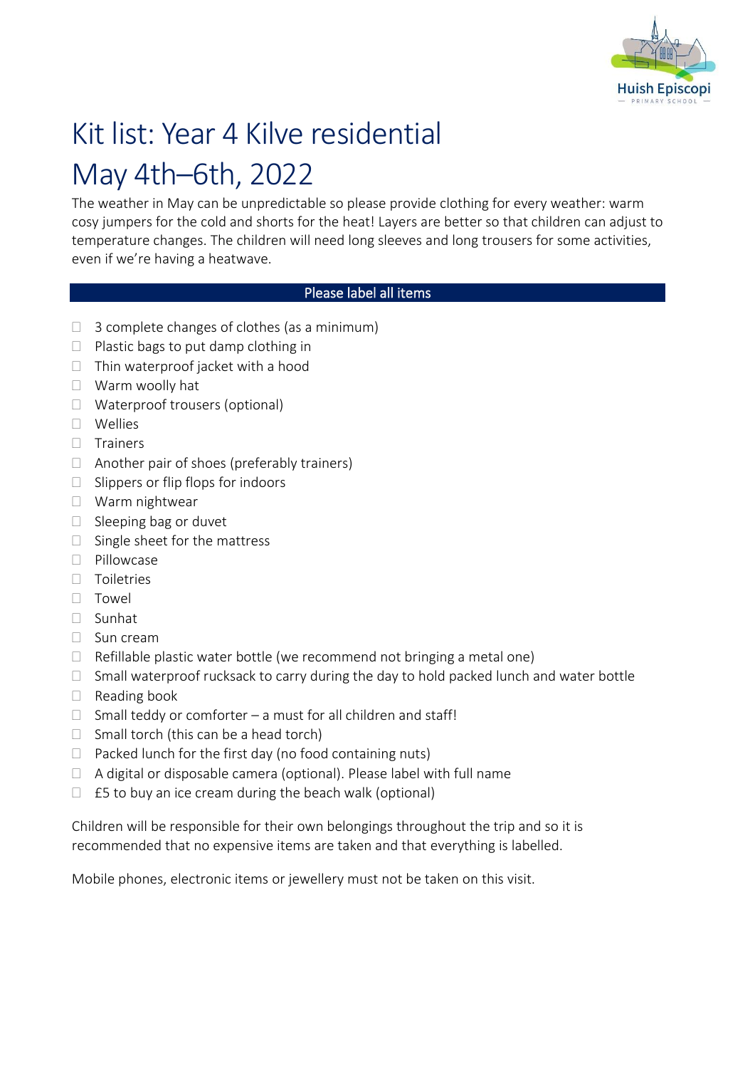# Kit list: Year 4 Kilve residential May 4th–6th, 2022

The weather in May can be unpredictable so please provide clothing for every weather: warm cosy jumpers for the cold and shorts for the heat! Layers are better so that children can adjust to temperature changes. The children will need long sleeves and long trousers for some activities, even if we're having a heatwave.

**Please label all items**

- ☐ 3 complete changes of clothes (as a minimum)
- ☐ Plastic bags to put damp clothing in
- ☐ Thin waterproof jacket with a hood
- ☐ Warm woolly hat
- ☐ Waterproof trousers (optional)
- ☐ Wellies
- ☐ Trainers
- ☐ Another pair of shoes (preferably trainers)
- ☐ Slippers or flip flops for indoors
- ☐ Warm nightwear
- ☐ Sleeping bag or duvet
- ☐ Single sheet for the mattress
- ☐ Pillowcase
- ☐ Toiletries
- ☐ Towel
- ☐ Sunhat
- ☐ Sun cream
- ☐ Refillable plastic water bottle (we recommend not bringing a metal one)
- ☐ Small waterproof rucksack to carry during the day to hold packed lunch and water bottle
- ☐ Reading book
- ☐ Small teddy or comforter – a must for all children and staff!
- ☐ Small torch (this can be a head torch)
- ☐ Packed lunch for the first day (no food containing nuts)
- ☐ A digital or disposable camera (optional). Please label with full name
- ☐ £5 to buy an ice cream during the beach walk (optional)

Children will be responsible for their own belongings throughout the trip and so it is recommended that no expensive items are taken and that everything is labelled.

Mobile phones, electronic items or jewellery must not be taken on this visit.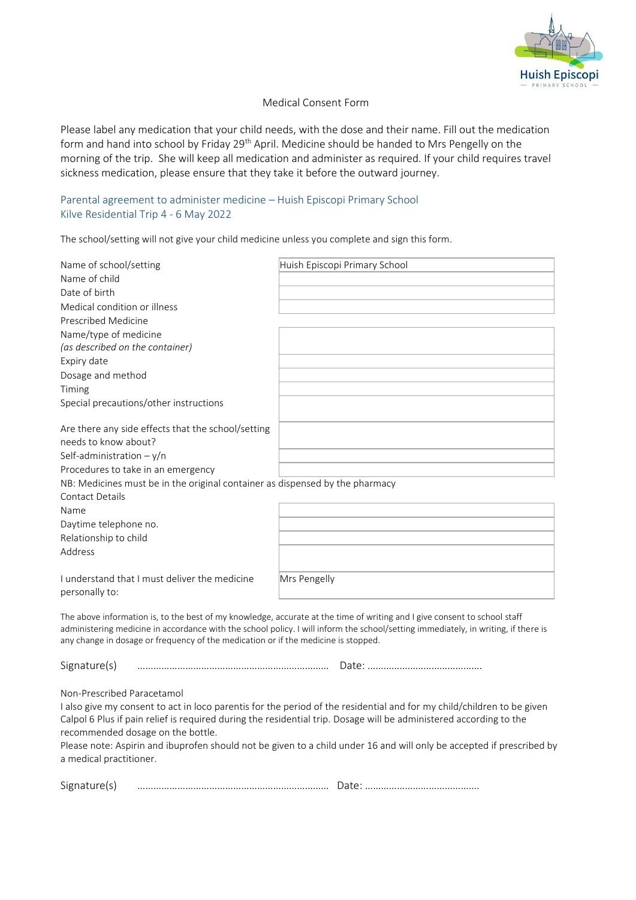Huish Episcopi
PRIMARY SCHOOL

Medical Consent Form

Please label any medication that your child needs, with the dose and their name. Fill out the medication form and hand into school by Friday 29th April. Medicine should be handed to Mrs Pengelly on the morning of the trip. She will keep all medication and administer as required. If your child requires travel sickness medication, please ensure that they take it before the outward journey.

## Parental agreement to administer medicine – Huish Episcopi Primary School
## Kilve Residential Trip 4 - 6 May 2022

The school/setting will not give your child medicine unless you complete and sign this form.

| | |
|---|---|
| Name of school/setting | Huish Episcopi Primary School |
| Name of child | |
| Date of birth | |
| Medical condition or illness | |

Prescribed Medicine

| | |
|---|---|
| Name/type of medicine *(as described on the container)* | |
| Expiry date | |
| Dosage and method | |
| Timing | |
| Special precautions/other instructions | |
| Are there any side effects that the school/setting needs to know about? | |
| Self-administration – y/n | |
| Procedures to take in an emergency | |

NB: Medicines must be in the original container as dispensed by the pharmacy

Contact Details

| | |
|---|---|
| Name | |
| Daytime telephone no. | |
| Relationship to child | |
| Address | |
| I understand that I must deliver the medicine personally to: | Mrs Pengelly |

The above information is, to the best of my knowledge, accurate at the time of writing and I give consent to school staff administering medicine in accordance with the school policy. I will inform the school/setting immediately, in writing, if there is any change in dosage or frequency of the medication or if the medicine is stopped.

Signature(s) ……………………………………………………………… Date: ……………………………………

Non-Prescribed Paracetamol

I also give my consent to act in loco parentis for the period of the residential and for my child/children to be given Calpol 6 Plus if pain relief is required during the residential trip. Dosage will be administered according to the recommended dosage on the bottle.

Please note: Aspirin and ibuprofen should not be given to a child under 16 and will only be accepted if prescribed by a medical practitioner.

Signature(s) ……………………………………………………………… Date: ……………………………………